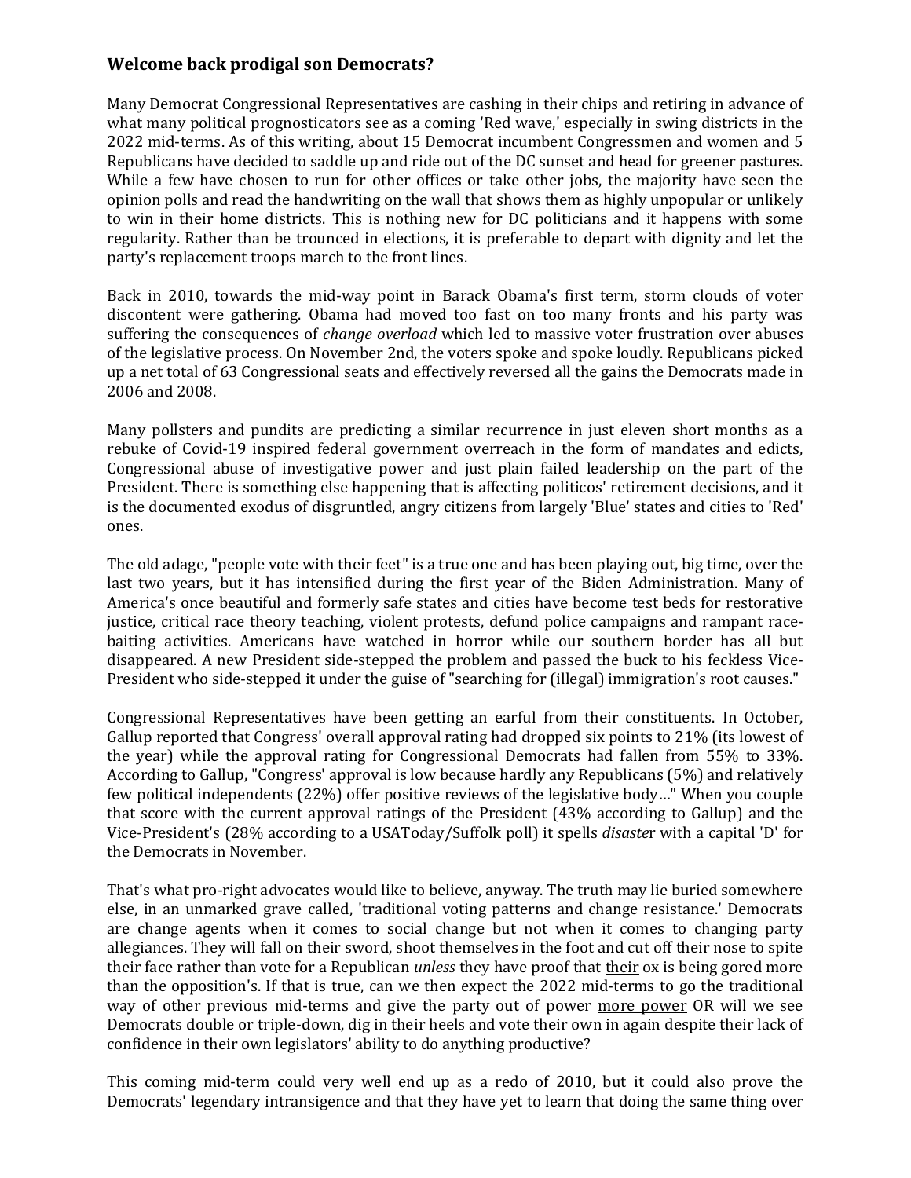## Welcome back prodigal son Democrats?

Many Democrat Congressional Representatives are cashing in their chips and retiring in advance of what many political prognosticators see as a coming 'Red wave,' especially in swing districts in the 2022 mid-terms. As of this writing, about 15 Democrat incumbent Congressmen and women and 5 Republicans have decided to saddle up and ride out of the DC sunset and head for greener pastures. While a few have chosen to run for other offices or take other jobs, the majority have seen the opinion polls and read the handwriting on the wall that shows them as highly unpopular or unlikely to win in their home districts. This is nothing new for DC politicians and it happens with some regularity. Rather than be trounced in elections, it is preferable to depart with dignity and let the party's replacement troops march to the front lines.

Back in 2010, towards the mid-way point in Barack Obama's first term, storm clouds of voter discontent were gathering. Obama had moved too fast on too many fronts and his party was suffering the consequences of *change overload* which led to massive voter frustration over abuses of the legislative process. On November 2nd, the voters spoke and spoke loudly. Republicans picked up a net total of 63 Congressional seats and effectively reversed all the gains the Democrats made in 2006 and 2008.

Many pollsters and pundits are predicting a similar recurrence in just eleven short months as a rebuke of Covid-19 inspired federal government overreach in the form of mandates and edicts, Congressional abuse of investigative power and just plain failed leadership on the part of the President. There is something else happening that is affecting politicos' retirement decisions, and it is the documented exodus of disgruntled, angry citizens from largely 'Blue' states and cities to 'Red' ones.

The old adage, "people vote with their feet" is a true one and has been playing out, big time, over the last two years, but it has intensified during the first year of the Biden Administration. Many of America's once beautiful and formerly safe states and cities have become test beds for restorative justice, critical race theory teaching, violent protests, defund police campaigns and rampant race-baiting activities. Americans have watched in horror while our southern border has all but disappeared. A new President side-stepped the problem and passed the buck to his feckless Vice-President who side-stepped it under the guise of "searching for (illegal) immigration's root causes."

Congressional Representatives have been getting an earful from their constituents. In October, Gallup reported that Congress' overall approval rating had dropped six points to 21% (its lowest of the year) while the approval rating for Congressional Democrats had fallen from 55% to 33%. According to Gallup, "Congress' approval is low because hardly any Republicans (5%) and relatively few political independents (22%) offer positive reviews of the legislative body…" When you couple that score with the current approval ratings of the President (43% according to Gallup) and the Vice-President's (28% according to a USAToday/Suffolk poll) it spells *disaste*r with a capital 'D' for the Democrats in November.

That's what pro-right advocates would like to believe, anyway. The truth may lie buried somewhere else, in an unmarked grave called, 'traditional voting patterns and change resistance.' Democrats are change agents when it comes to social change but not when it comes to changing party allegiances. They will fall on their sword, shoot themselves in the foot and cut off their nose to spite their face rather than vote for a Republican *unless* they have proof that <u>their</u> ox is being gored more than the opposition's. If that is true, can we then expect the 2022 mid-terms to go the traditional way of other previous mid-terms and give the party out of power <u>more power</u> OR will we see Democrats double or triple-down, dig in their heels and vote their own in again despite their lack of confidence in their own legislators' ability to do anything productive?

This coming mid-term could very well end up as a redo of 2010, but it could also prove the Democrats' legendary intransigence and that they have yet to learn that doing the same thing over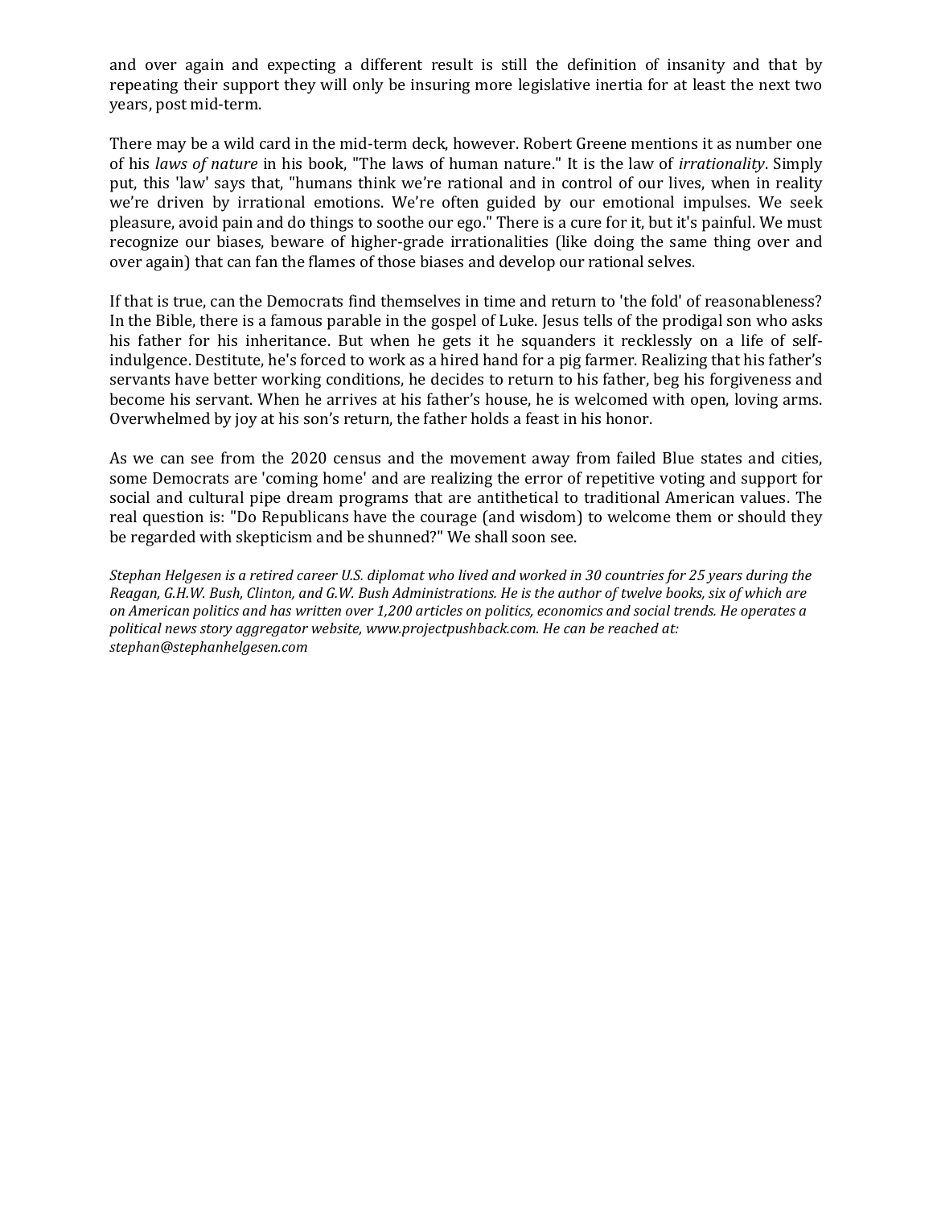and over again and expecting a different result is still the definition of insanity and that by repeating their support they will only be insuring more legislative inertia for at least the next two years, post mid-term.

There may be a wild card in the mid-term deck, however. Robert Greene mentions it as number one of his *laws of nature* in his book, "The laws of human nature." It is the law of *irrationality*. Simply put, this 'law' says that, "humans think we're rational and in control of our lives, when in reality we're driven by irrational emotions. We're often guided by our emotional impulses. We seek pleasure, avoid pain and do things to soothe our ego." There is a cure for it, but it's painful. We must recognize our biases, beware of higher-grade irrationalities (like doing the same thing over and over again) that can fan the flames of those biases and develop our rational selves.

If that is true, can the Democrats find themselves in time and return to 'the fold' of reasonableness? In the Bible, there is a famous parable in the gospel of Luke. Jesus tells of the prodigal son who asks his father for his inheritance. But when he gets it he squanders it recklessly on a life of self-indulgence. Destitute, he's forced to work as a hired hand for a pig farmer. Realizing that his father's servants have better working conditions, he decides to return to his father, beg his forgiveness and become his servant. When he arrives at his father's house, he is welcomed with open, loving arms. Overwhelmed by joy at his son's return, the father holds a feast in his honor.

As we can see from the 2020 census and the movement away from failed Blue states and cities, some Democrats are 'coming home' and are realizing the error of repetitive voting and support for social and cultural pipe dream programs that are antithetical to traditional American values. The real question is: "Do Republicans have the courage (and wisdom) to welcome them or should they be regarded with skepticism and be shunned?" We shall soon see.

*Stephan Helgesen is a retired career U.S. diplomat who lived and worked in 30 countries for 25 years during the Reagan, G.H.W. Bush, Clinton, and G.W. Bush Administrations. He is the author of twelve books, six of which are on American politics and has written over 1,200 articles on politics, economics and social trends. He operates a political news story aggregator website, www.projectpushback.com. He can be reached at: stephan@stephanhelgesen.com*